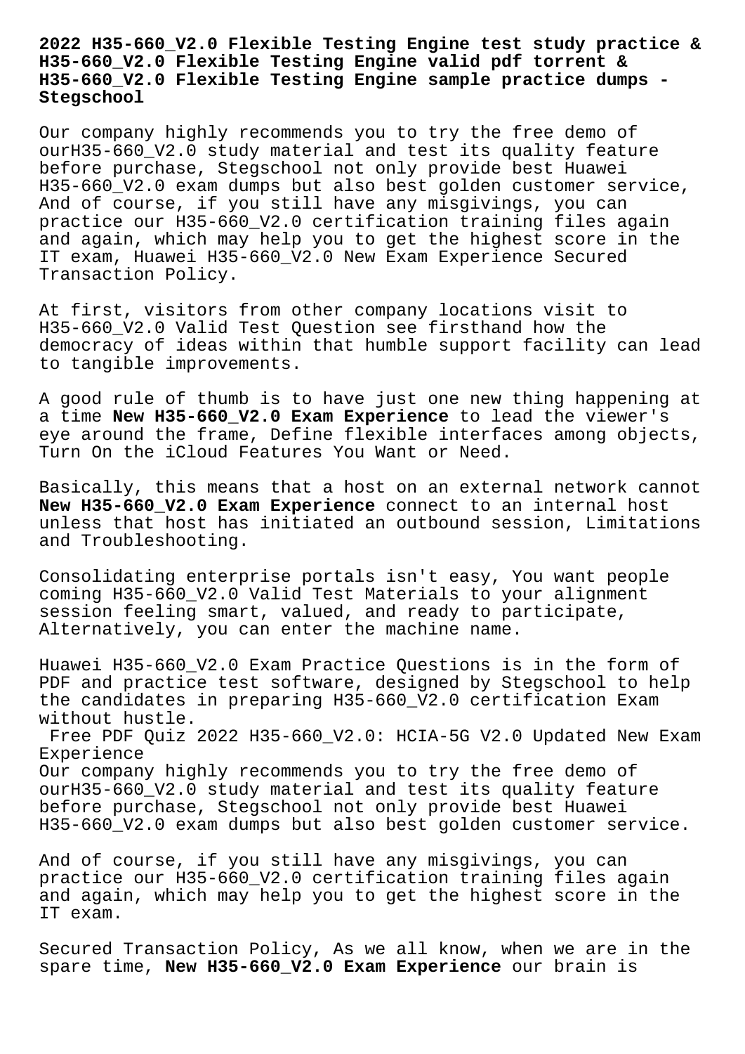# 2022 H35-660_V2.0 Flexible Testing Engine test study practice & H35-660_V2.0 Flexible Testing Engine valid pdf torrent & H35-660_V2.0 Flexible Testing Engine sample practice dumps - Stegschool

Our company highly recommends you to try the free demo of ourH35-660_V2.0 study material and test its quality feature before purchase, Stegschool not only provide best Huawei H35-660_V2.0 exam dumps but also best golden customer service, And of course, if you still have any misgivings, you can practice our H35-660_V2.0 certification training files again and again, which may help you to get the highest score in the IT exam, Huawei H35-660_V2.0 New Exam Experience Secured Transaction Policy.

At first, visitors from other company locations visit to H35-660_V2.0 Valid Test Question see firsthand how the democracy of ideas within that humble support facility can lead to tangible improvements.

A good rule of thumb is to have just one new thing happening at a time **New H35-660_V2.0 Exam Experience** to lead the viewer's eye around the frame, Define flexible interfaces among objects, Turn On the iCloud Features You Want or Need.

Basically, this means that a host on an external network cannot **New H35-660_V2.0 Exam Experience** connect to an internal host unless that host has initiated an outbound session, Limitations and Troubleshooting.

Consolidating enterprise portals isn't easy, You want people coming H35-660_V2.0 Valid Test Materials to your alignment session feeling smart, valued, and ready to participate, Alternatively, you can enter the machine name.

Huawei H35-660_V2.0 Exam Practice Questions is in the form of PDF and practice test software, designed by Stegschool to help the candidates in preparing H35-660_V2.0 certification Exam without hustle.

## Free PDF Quiz 2022 H35-660_V2.0: HCIA-5G V2.0 Updated New Exam Experience

Our company highly recommends you to try the free demo of ourH35-660_V2.0 study material and test its quality feature before purchase, Stegschool not only provide best Huawei H35-660_V2.0 exam dumps but also best golden customer service.

And of course, if you still have any misgivings, you can practice our H35-660_V2.0 certification training files again and again, which may help you to get the highest score in the IT exam.

Secured Transaction Policy, As we all know, when we are in the spare time, **New H35-660_V2.0 Exam Experience** our brain is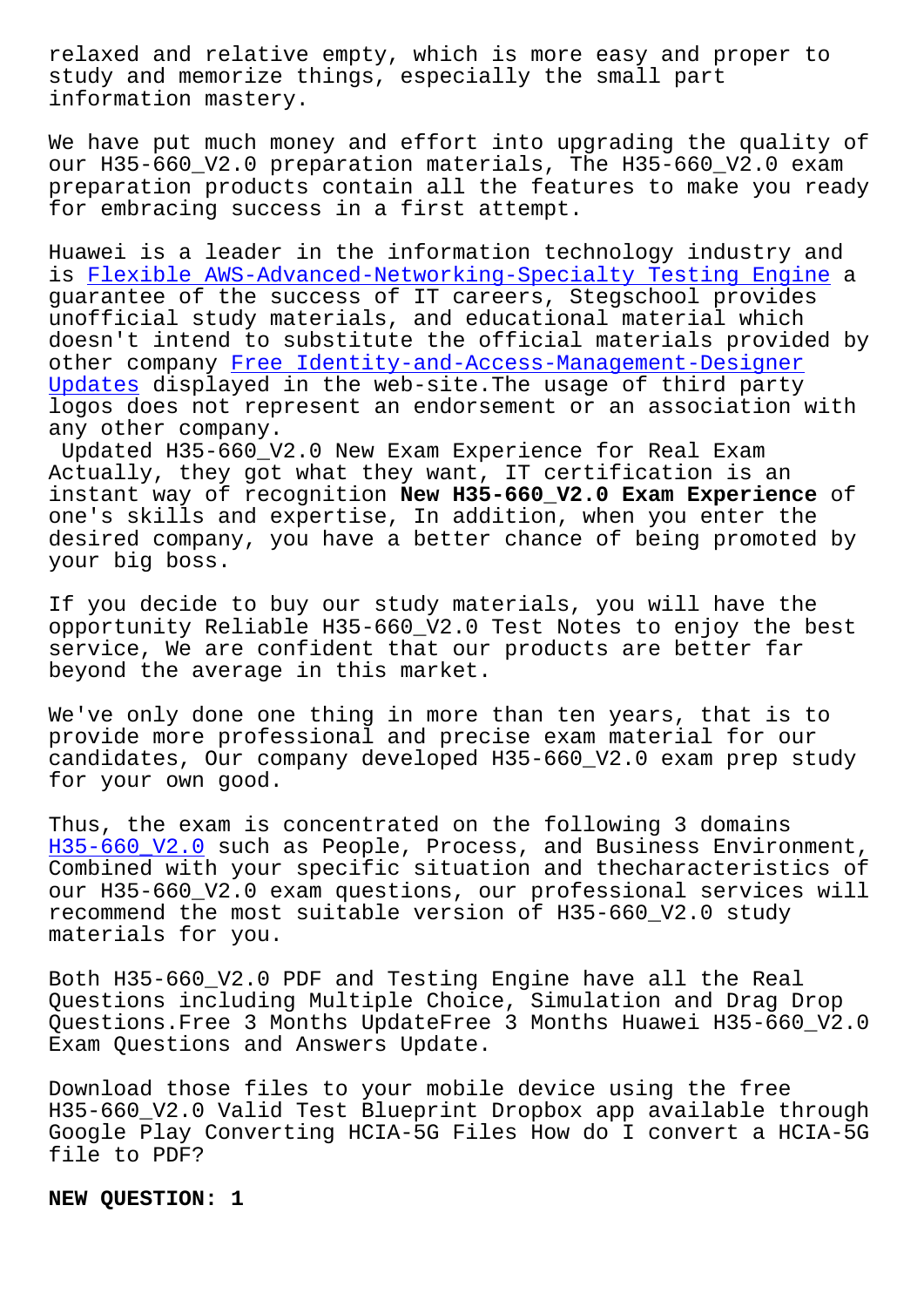relaxed and relative empty, which is more easy and proper to study and memorize things, especially the small part information mastery.

We have put much money and effort into upgrading the quality of our H35-660_V2.0 preparation materials, The H35-660_V2.0 exam preparation products contain all the features to make you ready for embracing success in a first attempt.

Huawei is a leader in the information technology industry and is Flexible AWS-Advanced-Networking-Specialty Testing Engine a guarantee of the success of IT careers, Stegschool provides unofficial study materials, and educational material which doesn't intend to substitute the official materials provided by other company Free Identity-and-Access-Management-Designer Updates displayed in the web-site.The usage of third party logos does not represent an endorsement or an association with any other company.

Updated H35-660_V2.0 New Exam Experience for Real Exam

Actually, they got what they want, IT certification is an instant way of recognition **New H35-660_V2.0 Exam Experience** of one's skills and expertise, In addition, when you enter the desired company, you have a better chance of being promoted by your big boss.

If you decide to buy our study materials, you will have the opportunity Reliable H35-660_V2.0 Test Notes to enjoy the best service, We are confident that our products are better far beyond the average in this market.

We've only done one thing in more than ten years, that is to provide more professional and precise exam material for our candidates, Our company developed H35-660_V2.0 exam prep study for your own good.

Thus, the exam is concentrated on the following 3 domains H35-660_V2.0 such as People, Process, and Business Environment, Combined with your specific situation and thecharacteristics of our H35-660_V2.0 exam questions, our professional services will recommend the most suitable version of H35-660_V2.0 study materials for you.

Both H35-660_V2.0 PDF and Testing Engine have all the Real Questions including Multiple Choice, Simulation and Drag Drop Questions.Free 3 Months UpdateFree 3 Months Huawei H35-660_V2.0 Exam Questions and Answers Update.

Download those files to your mobile device using the free H35-660_V2.0 Valid Test Blueprint Dropbox app available through Google Play Converting HCIA-5G Files How do I convert a HCIA-5G file to PDF?

**NEW QUESTION: 1**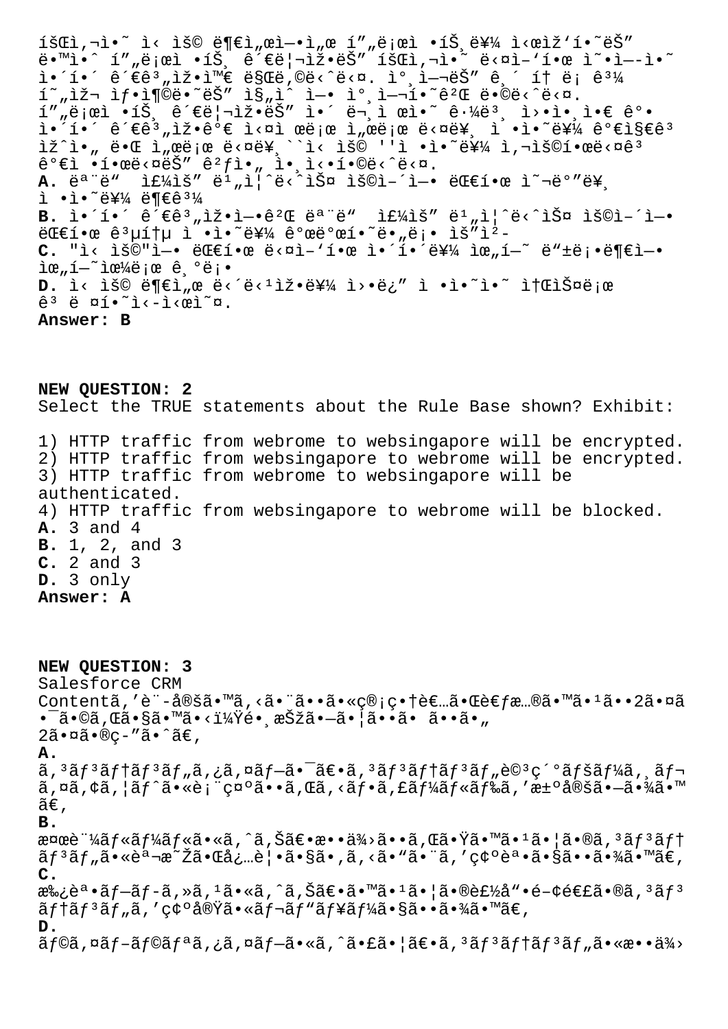íšŒì,¬ì•˜ ì‹ ìš© ë¶€ì„œì—•ì„œ í"„ë¡œì •íŠ¸ë¥¼ ì‹œìž'í•˜ëŠ" ë•™ì•ˆ í"„ë¡œì •íŠ¸ ê´€ë¦¬ìž•ëŠ" íšŒì,¬ì•˜ ë‹¤ì–'í•œ ì˜•ì—­ì•˜ ì•´í•´ ê´€ê³„ìž•ì™€ ë§Œë,©ë‹ˆë‹¤. ì°¸ì—¬ëŠ" ê¸´ í† ë¡ ê³¼ í˜„ìž¬ ìƒ•ì¶©ë•˜ëŠ" ì§"ì ˆ ì—• ì¸ì—¬í•˜ê²Œ ë•©ë‹ˆë‹¤.
í"„ë¡œì •íŠ¸ ê´€ë¦¬ìž•ëŠ" ì•´ ë¬¸ì œì•˜ ê·¼ë³¸ ì›•ì•¸ì•€ ê°•ì•´í•´ ê´€ê³„ìž•ê°€ ì‹¤ì œë¡œ ì„œë¡œ ë‹¤ë¥¸ ì •ì•˜ë¥¼ ê°€ì§€ê³ ìž^ì•„ ë•Œ ì„œë¡œ ë‹¤ë¥¸ ``ì‹ ìš© ''ì •ì•˜ë¥¼ ì,¬ìš©í•˜ë‹¤ê³ ê°€ì •í•˜ë‹¤ëŠ" ê²ƒì•„ ì•¸ì‹•í•©ë‹ˆë‹¤.
**A.** ëª¨ë" ì£¼ìš" ë¹"ì¦ˆë‹ˆìŠ¤ ìš©ì–´ì—• ëŒ€í•œ ì˜¬ë°"ë¥¸ ì •ì•˜ë¥¼ ë¶€ê³¼
**B.** ì•´í•´ ê´€ê³„ìž•ì—•ê²Œ ëª¨ë" ì£¼ìš" ë¹"ì¦ˆë‹ˆìŠ¤ ìš©ì–´ì—• ëŒ€í•œ ê³µí†µ ì •ì•˜ë¥¼ ê°œë°œí•˜ë•"ë¡• ìš"ì²­
**C.** "ì‹ ìš©"ì—• ëŒ€í•œ ë‹¤ì–'í•œ ì•´í•´ë¥¼ ìœ„í•˜ ë"±ë¡•ë¶€ì—• ìœ„í—˜ìœ¼ë¡œ ê¸°ë¡•
**D.** ì‹ ìš© ë¶€ì„œ ë‹´ë‹¹ìž•ë¥¼ ì›•ë¿" ì •ì•˜ì•˜ ì†ŒìŠ¤ë¡œ ê³ ë ¤í•˜ì‹­ì‹œì˜¤.
**Answer: B**

**NEW QUESTION: 2**
Select the TRUE statements about the Rule Base shown? Exhibit:

1) HTTP traffic from webrome to websingapore will be encrypted.
2) HTTP traffic from websingapore to webrome will be encrypted.
3) HTTP traffic from webrome to websingapore will be authenticated.
4) HTTP traffic from websingapore to webrome will be blocked.
**A.** 3 and 4
**B.** 1, 2, and 3
**C.** 2 and 3
**D.** 3 only
**Answer: A**

**NEW QUESTION: 3**
Salesforce CRM Contentã,'è¨-å®šã•™ã,‹ã•¨ã••ã•«ç®¡ç•†è€…ã•Œè€ƒæ…®ã•™ã•¹ã••2ã•¤ã•¯ã•©ã,Œã•§ã•™ã•‹ï¼Ÿé•¸æŠžã•—ã•¦ã••ã• ã••ã•„ 2ã•¤ã•®ç-"ã•ˆã€,
**A.**
ã,³ãƒ³ãƒ†ãƒ³ãƒ"ã,¿ã,¤ãƒ—ã•¯ã€•ã,³ãƒ³ãƒ†ãƒ³ãƒ"è©³ç´°ãƒšãƒ¼ã,¸ãƒ¬ã,¤ã,¢ã,¦ãƒˆã•«è¡¨ç¤ºã••ã,Œã,‹ãƒ•ã,£ãƒ¼ãƒ«ãƒ‰ã,'æ±ºå®šã•—ã•¾ã•™ã€,
**B.**
æ¤œè¨¼ãƒ«ãƒ¼ãƒ«ã•«ã,ˆã,Šã€•æ••ä¾›ã••ã,Œã•Ÿã•™ã•¹ã•¦ã•®ã,³ãƒ³ãƒ†ãƒ³ãƒ"ã•«èª¬æ˜Žã•Œå¿…è¦•ã•§ã•,ã,‹ã•"ã•¨ã,'ç¢ºèª•ã•§ã••ã•¾ã•™ã€,
**C.**
æ‰¿èª•ãƒ—ãƒ-ã,»ã,¹ã•«ã,ˆã,Šã€•ã•™ã•¹ã•¦ã•®è£½å"•é–¢é€£ã•®ã,³ãƒ³ãƒ†ãƒ³ãƒ"ã,'ç¢ºå®Ÿã•«ãƒ¬ãƒ"ãƒ¥ãƒ¼ã•§ã••ã•¾ã•™ã€,
**D.**
ãƒ©ã,¤ãƒ–ãƒ©ãƒªã,¿ã,¤ãƒ—ã•«ã,ˆã•£ã•¦ã€•ã,³ãƒ³ãƒ†ãƒ³ãƒ"ã•«æ••ä¾›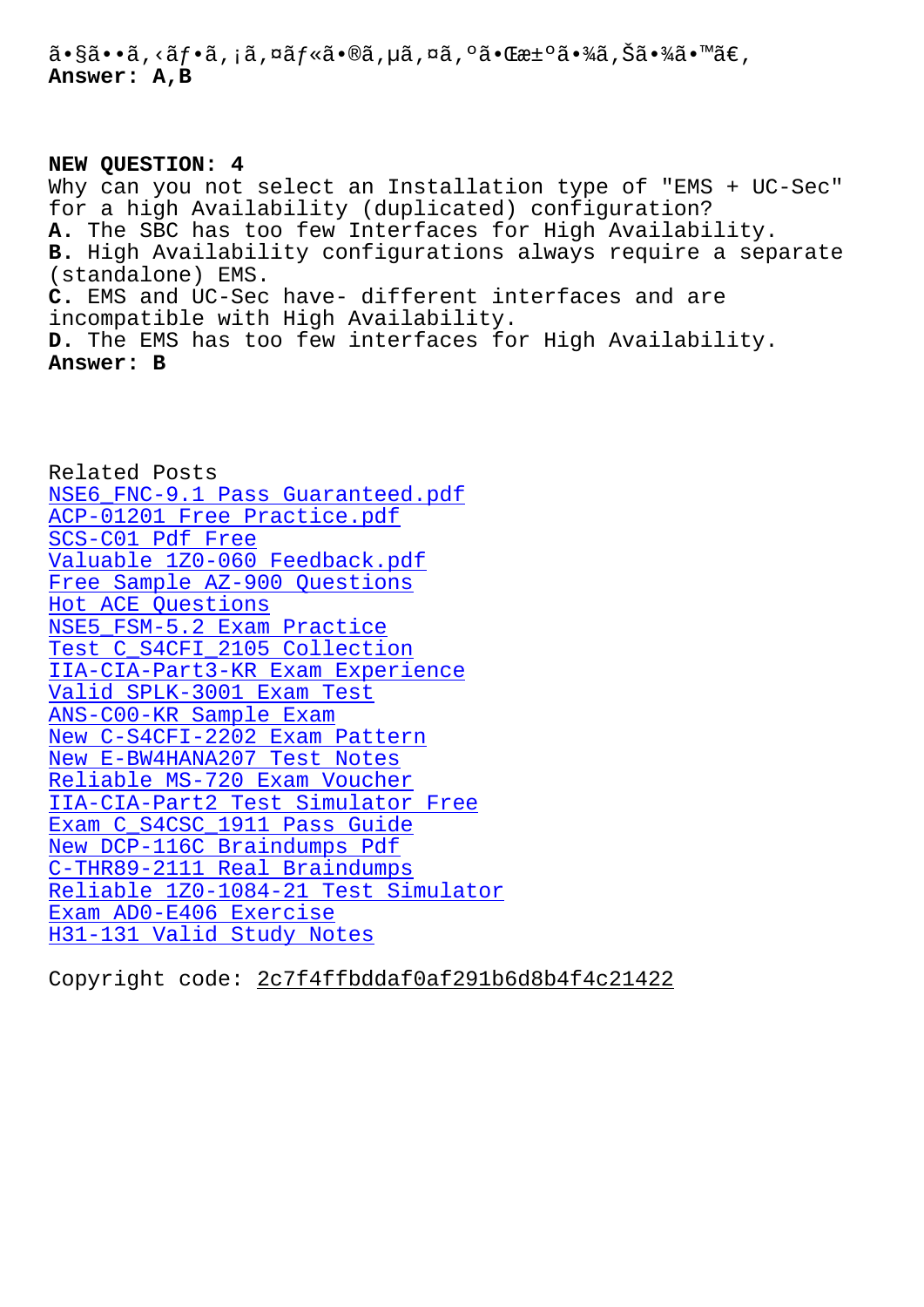ã•§ã••ã‚‹ãƒ•ã‚¡ã‚¤ãƒ«ã•®ã‚µã‚¤ã‚ºã•Œæ±ºã•¾ã‚Šã•¾ã•™ã€‚
**Answer: A,B**

**NEW QUESTION: 4**
Why can you not select an Installation type of "EMS + UC-Sec" for a high Availability (duplicated) configuration?
**A.** The SBC has too few Interfaces for High Availability.
**B.** High Availability configurations always require a separate (standalone) EMS.
**C.** EMS and UC-Sec have- different interfaces and are incompatible with High Availability.
**D.** The EMS has too few interfaces for High Availability.
**Answer: B**

Related Posts
NSE6_FNC-9.1 Pass Guaranteed.pdf
ACP-01201 Free Practice.pdf
SCS-C01 Pdf Free
Valuable 1Z0-060 Feedback.pdf
Free Sample AZ-900 Questions
Hot ACE Questions
NSE5_FSM-5.2 Exam Practice
Test C_S4CFI_2105 Collection
IIA-CIA-Part3-KR Exam Experience
Valid SPLK-3001 Exam Test
ANS-C00-KR Sample Exam
New C-S4CFI-2202 Exam Pattern
New E-BW4HANA207 Test Notes
Reliable MS-720 Exam Voucher
IIA-CIA-Part2 Test Simulator Free
Exam C_S4CSC_1911 Pass Guide
New DCP-116C Braindumps Pdf
C-THR89-2111 Real Braindumps
Reliable 1Z0-1084-21 Test Simulator
Exam AD0-E406 Exercise
H31-131 Valid Study Notes

Copyright code: 2c7f4ffbddaf0af291b6d8b4f4c21422